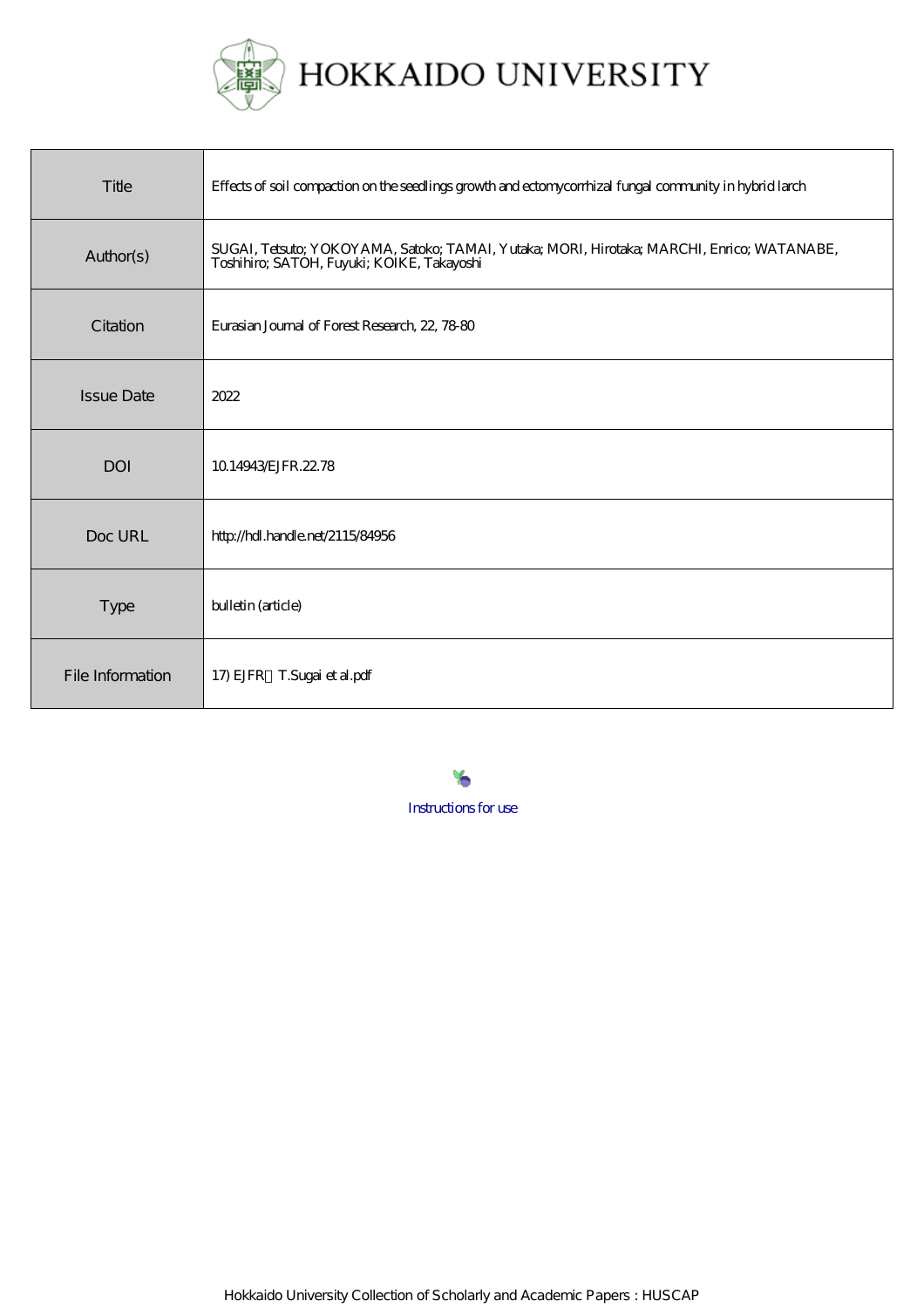# HOKKAIDO UNIVERSITY

| Title | Effects of soil compaction on the seedlings growth and ectomycorrhizal fungal community in hybrid larch |
|---|---|
| Author(s) | SUGAI, Tetsuto; YOKOYAMA, Satoko; TAMAI, Yutaka; MORI, Hirotaka; MARCHI, Enrico; WATANABE, Toshihiro; SATOH, Fuyuki; KOIKE, Takayoshi |
| Citation | Eurasian Journal of Forest Research, 22, 78-80 |
| Issue Date | 2022 |
| DOI | 10.14943/EJFR.22.78 |
| Doc URL | http://hdl.handle.net/2115/84956 |
| Type | bulletin (article) |
| File Information | 17) EJFR　T.Sugai et al.pdf |

Instructions for use

Hokkaido University Collection of Scholarly and Academic Papers : HUSCAP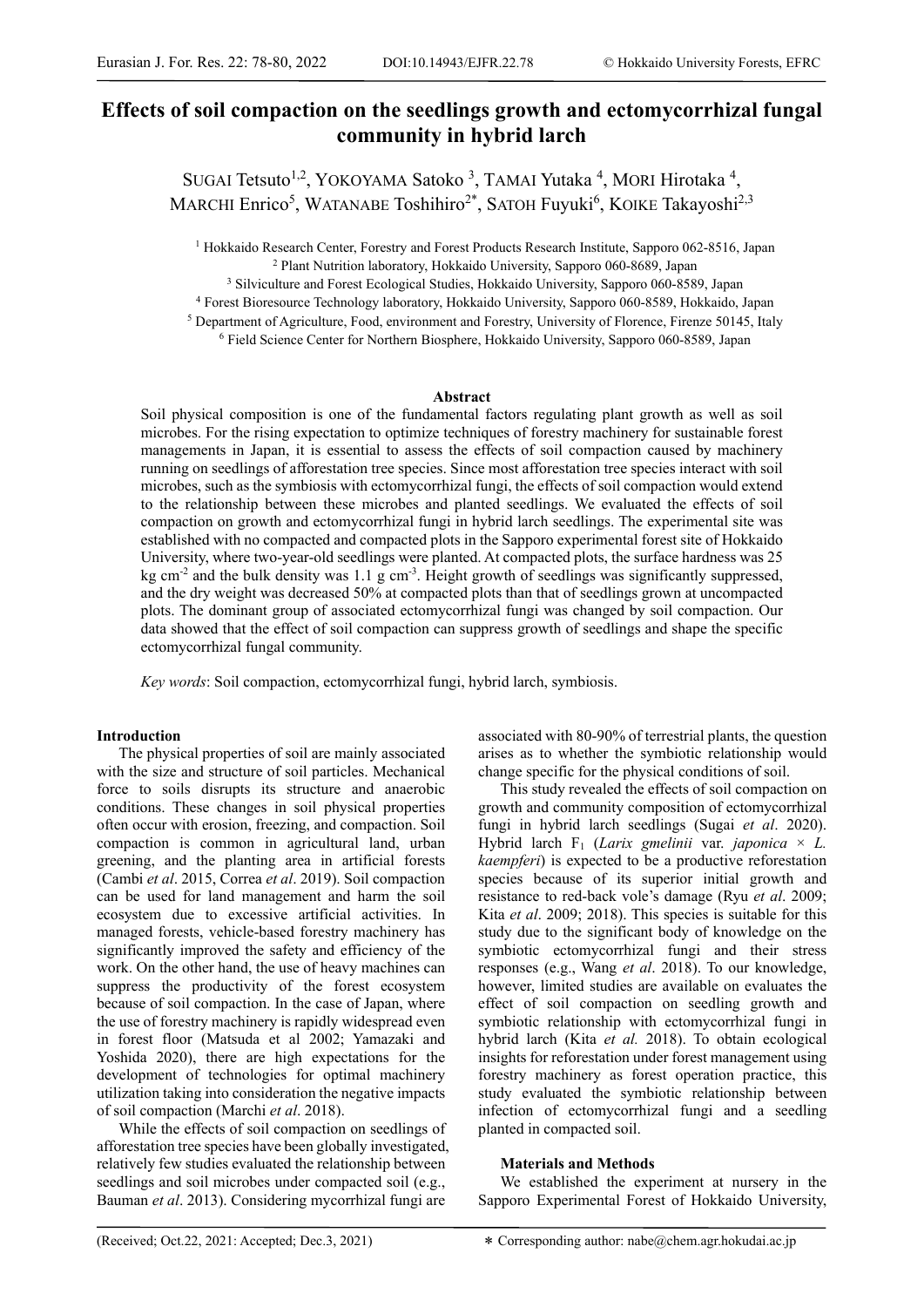# Effects of soil compaction on the seedlings growth and ectomycorrhizal fungal community in hybrid larch

SUGAI Tetsuto[1,2], YOKOYAMA Satoko [3], TAMAI Yutaka [4], MORI Hirotaka [4], MARCHI Enrico[5], WATANABE Toshihiro[2*], SATOH Fuyuki[6], KOIKE Takayoshi[2,3]

[1] Hokkaido Research Center, Forestry and Forest Products Research Institute, Sapporo 062-8516, Japan
[2] Plant Nutrition laboratory, Hokkaido University, Sapporo 060-8689, Japan
[3] Silviculture and Forest Ecological Studies, Hokkaido University, Sapporo 060-8589, Japan
[4] Forest Bioresource Technology laboratory, Hokkaido University, Sapporo 060-8589, Hokkaido, Japan
[5] Department of Agriculture, Food, environment and Forestry, University of Florence, Firenze 50145, Italy
[6] Field Science Center for Northern Biosphere, Hokkaido University, Sapporo 060-8589, Japan

## Abstract

Soil physical composition is one of the fundamental factors regulating plant growth as well as soil microbes. For the rising expectation to optimize techniques of forestry machinery for sustainable forest managements in Japan, it is essential to assess the effects of soil compaction caused by machinery running on seedlings of afforestation tree species. Since most afforestation tree species interact with soil microbes, such as the symbiosis with ectomycorrhizal fungi, the effects of soil compaction would extend to the relationship between these microbes and planted seedlings. We evaluated the effects of soil compaction on growth and ectomycorrhizal fungi in hybrid larch seedlings. The experimental site was established with no compacted and compacted plots in the Sapporo experimental forest site of Hokkaido University, where two-year-old seedlings were planted. At compacted plots, the surface hardness was 25 kg cm$^{-2}$ and the bulk density was 1.1 g cm$^{-3}$. Height growth of seedlings was significantly suppressed, and the dry weight was decreased 50% at compacted plots than that of seedlings grown at uncompacted plots. The dominant group of associated ectomycorrhizal fungi was changed by soil compaction. Our data showed that the effect of soil compaction can suppress growth of seedlings and shape the specific ectomycorrhizal fungal community.

*Key words*: Soil compaction, ectomycorrhizal fungi, hybrid larch, symbiosis.

## Introduction

The physical properties of soil are mainly associated with the size and structure of soil particles. Mechanical force to soils disrupts its structure and anaerobic conditions. These changes in soil physical properties often occur with erosion, freezing, and compaction. Soil compaction is common in agricultural land, urban greening, and the planting area in artificial forests (Cambi *et al*. 2015, Correa *et al*. 2019). Soil compaction can be used for land management and harm the soil ecosystem due to excessive artificial activities. In managed forests, vehicle-based forestry machinery has significantly improved the safety and efficiency of the work. On the other hand, the use of heavy machines can suppress the productivity of the forest ecosystem because of soil compaction. In the case of Japan, where the use of forestry machinery is rapidly widespread even in forest floor (Matsuda et al 2002; Yamazaki and Yoshida 2020), there are high expectations for the development of technologies for optimal machinery utilization taking into consideration the negative impacts of soil compaction (Marchi *et al*. 2018).

While the effects of soil compaction on seedlings of afforestation tree species have been globally investigated, relatively few studies evaluated the relationship between seedlings and soil microbes under compacted soil (e.g., Bauman *et al*. 2013). Considering mycorrhizal fungi are associated with 80-90% of terrestrial plants, the question arises as to whether the symbiotic relationship would change specific for the physical conditions of soil.

This study revealed the effects of soil compaction on growth and community composition of ectomycorrhizal fungi in hybrid larch seedlings (Sugai *et al*. 2020). Hybrid larch F$_1$ (*Larix gmelinii* var. *japonica* × *L. kaempferi*) is expected to be a productive reforestation species because of its superior initial growth and resistance to red-back vole's damage (Ryu *et al*. 2009; Kita *et al*. 2009; 2018). This species is suitable for this study due to the significant body of knowledge on the symbiotic ectomycorrhizal fungi and their stress responses (e.g., Wang *et al*. 2018). To our knowledge, however, limited studies are available on evaluates the effect of soil compaction on seedling growth and symbiotic relationship with ectomycorrhizal fungi in hybrid larch (Kita *et al.* 2018). To obtain ecological insights for reforestation under forest management using forestry machinery as forest operation practice, this study evaluated the symbiotic relationship between infection of ectomycorrhizal fungi and a seedling planted in compacted soil.

### Materials and Methods

We established the experiment at nursery in the Sapporo Experimental Forest of Hokkaido University,

(Received; Oct.22, 2021: Accepted; Dec.3, 2021)

* Corresponding author: nabe@chem.agr.hokudai.ac.jp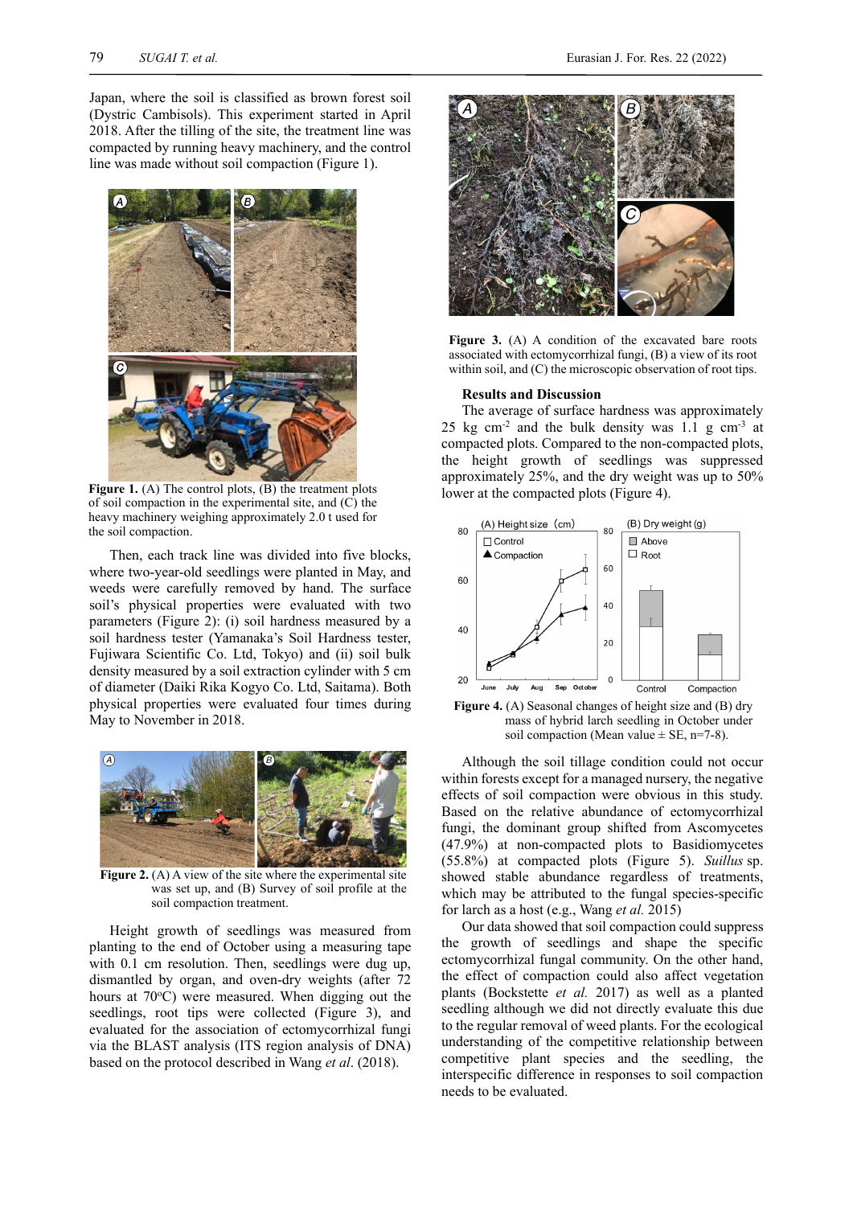Japan, where the soil is classified as brown forest soil (Dystric Cambisols). This experiment started in April 2018. After the tilling of the site, the treatment line was compacted by running heavy machinery, and the control line was made without soil compaction (Figure 1).

**Figure 1.** (A) The control plots, (B) the treatment plots of soil compaction in the experimental site, and (C) the heavy machinery weighing approximately 2.0 t used for the soil compaction.

Then, each track line was divided into five blocks, where two-year-old seedlings were planted in May, and weeds were carefully removed by hand. The surface soil's physical properties were evaluated with two parameters (Figure 2): (i) soil hardness measured by a soil hardness tester (Yamanaka's Soil Hardness tester, Fujiwara Scientific Co. Ltd, Tokyo) and (ii) soil bulk density measured by a soil extraction cylinder with 5 cm of diameter (Daiki Rika Kogyo Co. Ltd, Saitama). Both physical properties were evaluated four times during May to November in 2018.

**Figure 2.** (A) A view of the site where the experimental site was set up, and (B) Survey of soil profile at the soil compaction treatment.

Height growth of seedlings was measured from planting to the end of October using a measuring tape with 0.1 cm resolution. Then, seedlings were dug up, dismantled by organ, and oven-dry weights (after 72 hours at 70°C) were measured. When digging out the seedlings, root tips were collected (Figure 3), and evaluated for the association of ectomycorrhizal fungi via the BLAST analysis (ITS region analysis of DNA) based on the protocol described in Wang *et al*. (2018).

**Figure 3.** (A) A condition of the excavated bare roots associated with ectomycorrhizal fungi, (B) a view of its root within soil, and (C) the microscopic observation of root tips.

### Results and Discussion

The average of surface hardness was approximately 25 kg cm$^{-2}$ and the bulk density was 1.1 g cm$^{-3}$ at compacted plots. Compared to the non-compacted plots, the height growth of seedlings was suppressed approximately 25%, and the dry weight was up to 50% lower at the compacted plots (Figure 4).

**Figure 4.** (A) Seasonal changes of height size and (B) dry mass of hybrid larch seedling in October under soil compaction (Mean value ± SE, n=7-8).

Although the soil tillage condition could not occur within forests except for a managed nursery, the negative effects of soil compaction were obvious in this study. Based on the relative abundance of ectomycorrhizal fungi, the dominant group shifted from Ascomycetes (47.9%) at non-compacted plots to Basidiomycetes (55.8%) at compacted plots (Figure 5). *Suillus* sp. showed stable abundance regardless of treatments, which may be attributed to the fungal species-specific for larch as a host (e.g., Wang *et al.* 2015)

Our data showed that soil compaction could suppress the growth of seedlings and shape the specific ectomycorrhizal fungal community. On the other hand, the effect of compaction could also affect vegetation plants (Bockstette *et al.* 2017) as well as a planted seedling although we did not directly evaluate this due to the regular removal of weed plants. For the ecological understanding of the competitive relationship between competitive plant species and the seedling, the interspecific difference in responses to soil compaction needs to be evaluated.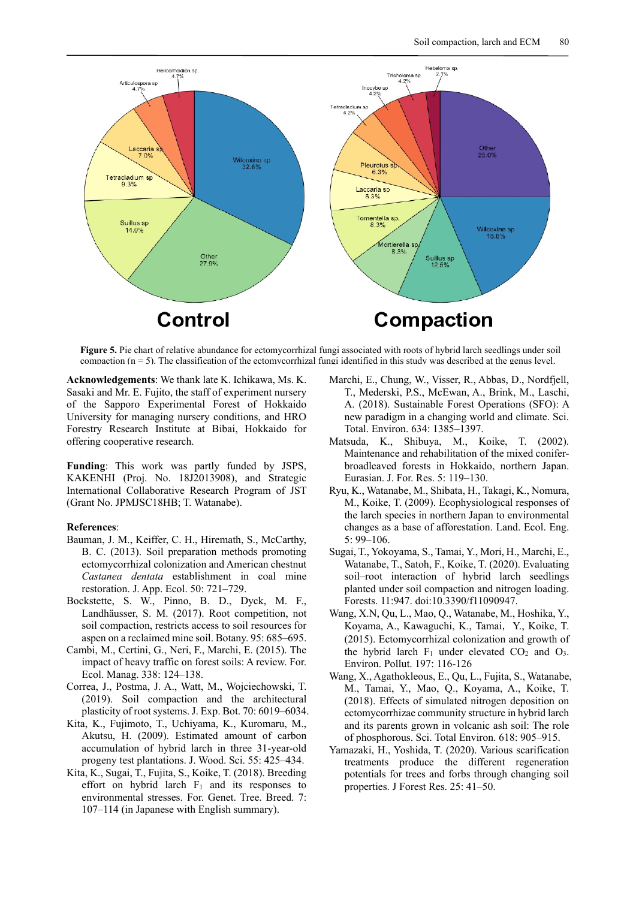Helicomodion sp
4.7%
Articulospora sp
4.7%
Laccaria sp
7.0%
Wilcoxina sp
32.6%
Tetracladium sp
9.3%
Suillus sp
14.0%
Other
27.9%

**Control**

Hebeloma sp.
2.1%
Tricholoma sp.
4.2%
Inocybe sp
4.2%
Tetracladium sp
4.2%
Other
25.0%
Pleurotus sp
6.3%
Laccaria sp
6.3%
Tomentella sp.
8.3%
Wilcoxina sp
16.8%
Mortierella sp
8.3%
Suillus sp
12.5%

**Compaction**

**Figure 5.** Pie chart of relative abundance for ectomycorrhizal fungi associated with roots of hybrid larch seedlings under soil compaction (n = 5). The classification of the ectomycorrhizal fungi identified in this study was described at the genus level.

**Acknowledgements**: We thank late K. Ichikawa, Ms. K. Sasaki and Mr. E. Fujito, the staff of experiment nursery of the Sapporo Experimental Forest of Hokkaido University for managing nursery conditions, and HRO Forestry Research Institute at Bibai, Hokkaido for offering cooperative research.

**Funding**: This work was partly funded by JSPS, KAKENHI (Proj. No. 18J2013908), and Strategic International Collaborative Research Program of JST (Grant No. JPMJSC18HB; T. Watanabe).

**References**:

Bauman, J. M., Keiffer, C. H., Hiremath, S., McCarthy, B. C. (2013). Soil preparation methods promoting ectomycorrhizal colonization and American chestnut *Castanea dentata* establishment in coal mine restoration. J. App. Ecol. 50: 721–729.

Bockstette, S. W., Pinno, B. D., Dyck, M. F., Landhäusser, S. M. (2017). Root competition, not soil compaction, restricts access to soil resources for aspen on a reclaimed mine soil. Botany. 95: 685–695.

Cambi, M., Certini, G., Neri, F., Marchi, E. (2015). The impact of heavy traffic on forest soils: A review. For. Ecol. Manag. 338: 124–138.

Correa, J., Postma, J. A., Watt, M., Wojciechowski, T. (2019). Soil compaction and the architectural plasticity of root systems. J. Exp. Bot. 70: 6019–6034.

Kita, K., Fujimoto, T., Uchiyama, K., Kuromaru, M., Akutsu, H. (2009). Estimated amount of carbon accumulation of hybrid larch in three 31-year-old progeny test plantations. J. Wood. Sci. 55: 425–434.

Kita, K., Sugai, T., Fujita, S., Koike, T. (2018). Breeding effort on hybrid larch $F_1$ and its responses to environmental stresses. For. Genet. Tree. Breed. 7: 107–114 (in Japanese with English summary).

Marchi, E., Chung, W., Visser, R., Abbas, D., Nordfjell, T., Mederski, P.S., McEwan, A., Brink, M., Laschi, A. (2018). Sustainable Forest Operations (SFO): A new paradigm in a changing world and climate. Sci. Total. Environ. 634: 1385–1397.

Matsuda, K., Shibuya, M., Koike, T. (2002). Maintenance and rehabilitation of the mixed conifer-broadleaved forests in Hokkaido, northern Japan. Eurasian. J. For. Res. 5: 119–130.

Ryu, K., Watanabe, M., Shibata, H., Takagi, K., Nomura, M., Koike, T. (2009). Ecophysiological responses of the larch species in northern Japan to environmental changes as a base of afforestation. Land. Ecol. Eng. 5: 99–106.

Sugai, T., Yokoyama, S., Tamai, Y., Mori, H., Marchi, E., Watanabe, T., Satoh, F., Koike, T. (2020). Evaluating soil–root interaction of hybrid larch seedlings planted under soil compaction and nitrogen loading. Forests. 11:947. doi:10.3390/f11090947.

Wang, X.N, Qu, L., Mao, Q., Watanabe, M., Hoshika, Y., Koyama, A., Kawaguchi, K., Tamai, Y., Koike, T. (2015). Ectomycorrhizal colonization and growth of the hybrid larch $F_1$ under elevated $CO_2$ and $O_3$. Environ. Pollut. 197: 116-126

Wang, X., Agathokleous, E., Qu, L., Fujita, S., Watanabe, M., Tamai, Y., Mao, Q., Koyama, A., Koike, T. (2018). Effects of simulated nitrogen deposition on ectomycorrhizae community structure in hybrid larch and its parents grown in volcanic ash soil: The role of phosphorous. Sci. Total Environ. 618: 905–915.

Yamazaki, H., Yoshida, T. (2020). Various scarification treatments produce the different regeneration potentials for trees and forbs through changing soil properties. J Forest Res. 25: 41–50.